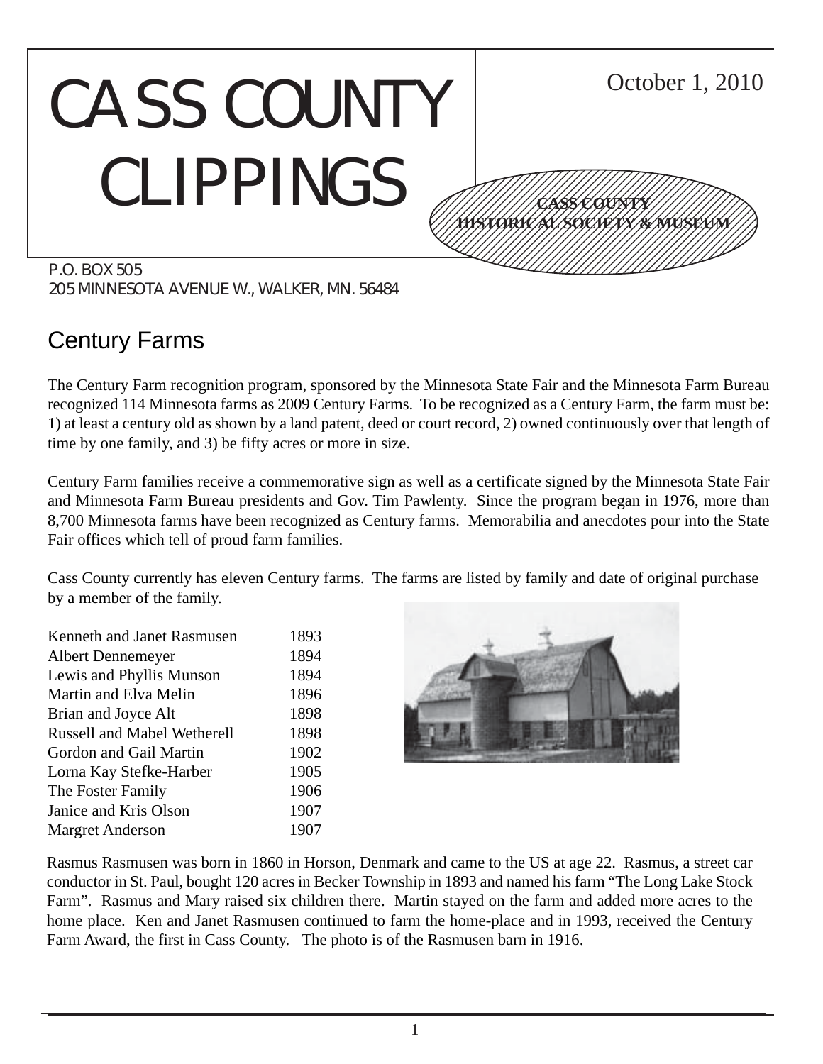# CASS COUNTY CLIPPINGS

October 1, 2010

**CASS COUNTY HISTORICAL SOCIETY & MUSEUM**

P.O. BOX 505
205 MINNESOTA AVENUE W., WALKER, MN. 56484

## Century Farms

The Century Farm recognition program, sponsored by the Minnesota State Fair and the Minnesota Farm Bureau recognized 114 Minnesota farms as 2009 Century Farms. To be recognized as a Century Farm, the farm must be: 1) at least a century old as shown by a land patent, deed or court record, 2) owned continuously over that length of time by one family, and 3) be fifty acres or more in size.

Century Farm families receive a commemorative sign as well as a certificate signed by the Minnesota State Fair and Minnesota Farm Bureau presidents and Gov. Tim Pawlenty. Since the program began in 1976, more than 8,700 Minnesota farms have been recognized as Century farms. Memorabilia and anecdotes pour into the State Fair offices which tell of proud farm families.

Cass County currently has eleven Century farms. The farms are listed by family and date of original purchase by a member of the family.

| Family | Year |
|---|---|
| Kenneth and Janet Rasmusen | 1893 |
| Albert Dennemeyer | 1894 |
| Lewis and Phyllis Munson | 1894 |
| Martin and Elva Melin | 1896 |
| Brian and Joyce Alt | 1898 |
| Russell and Mabel Wetherell | 1898 |
| Gordon and Gail Martin | 1902 |
| Lorna Kay Stefke-Harber | 1905 |
| The Foster Family | 1906 |
| Janice and Kris Olson | 1907 |
| Margret Anderson | 1907 |

Rasmus Rasmusen was born in 1860 in Horson, Denmark and came to the US at age 22. Rasmus, a street car conductor in St. Paul, bought 120 acres in Becker Township in 1893 and named his farm "The Long Lake Stock Farm". Rasmus and Mary raised six children there. Martin stayed on the farm and added more acres to the home place. Ken and Janet Rasmusen continued to farm the home-place and in 1993, received the Century Farm Award, the first in Cass County. The photo is of the Rasmusen barn in 1916.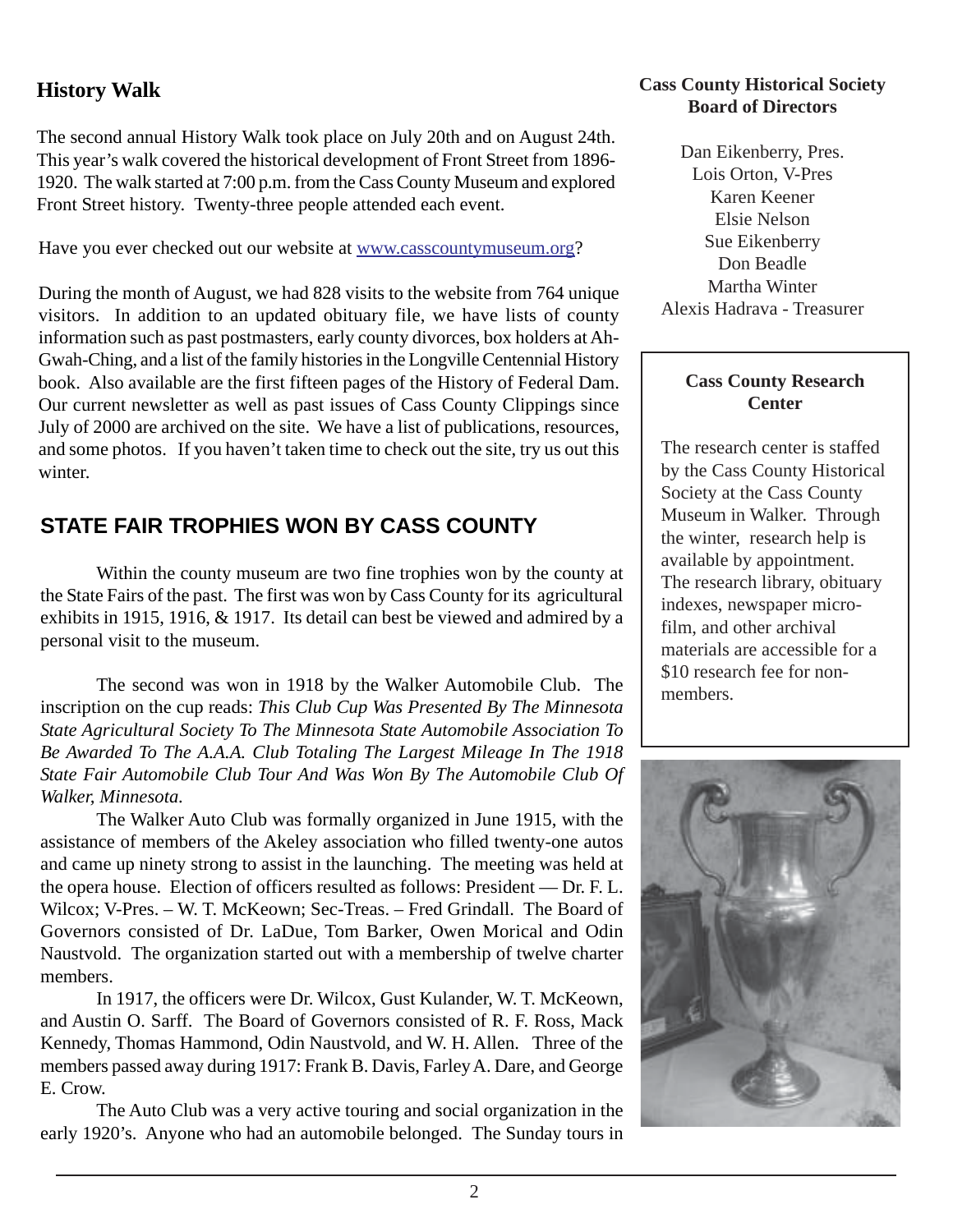## History Walk

The second annual History Walk took place on July 20th and on August 24th. This year's walk covered the historical development of Front Street from 1896-1920. The walk started at 7:00 p.m. from the Cass County Museum and explored Front Street history. Twenty-three people attended each event.

Have you ever checked out our website at www.casscountymuseum.org?

During the month of August, we had 828 visits to the website from 764 unique visitors. In addition to an updated obituary file, we have lists of county information such as past postmasters, early county divorces, box holders at Ah-Gwah-Ching, and a list of the family histories in the Longville Centennial History book. Also available are the first fifteen pages of the History of Federal Dam. Our current newsletter as well as past issues of Cass County Clippings since July of 2000 are archived on the site. We have a list of publications, resources, and some photos. If you haven't taken time to check out the site, try us out this winter.

## STATE FAIR TROPHIES WON BY CASS COUNTY

Within the county museum are two fine trophies won by the county at the State Fairs of the past. The first was won by Cass County for its agricultural exhibits in 1915, 1916, & 1917. Its detail can best be viewed and admired by a personal visit to the museum.

The second was won in 1918 by the Walker Automobile Club. The inscription on the cup reads: *This Club Cup Was Presented By The Minnesota State Agricultural Society To The Minnesota State Automobile Association To Be Awarded To The A.A.A. Club Totaling The Largest Mileage In The 1918 State Fair Automobile Club Tour And Was Won By The Automobile Club Of Walker, Minnesota.*

The Walker Auto Club was formally organized in June 1915, with the assistance of members of the Akeley association who filled twenty-one autos and came up ninety strong to assist in the launching. The meeting was held at the opera house. Election of officers resulted as follows: President — Dr. F. L. Wilcox; V-Pres. – W. T. McKeown; Sec-Treas. – Fred Grindall. The Board of Governors consisted of Dr. LaDue, Tom Barker, Owen Morical and Odin Naustvold. The organization started out with a membership of twelve charter members.

In 1917, the officers were Dr. Wilcox, Gust Kulander, W. T. McKeown, and Austin O. Sarff. The Board of Governors consisted of R. F. Ross, Mack Kennedy, Thomas Hammond, Odin Naustvold, and W. H. Allen. Three of the members passed away during 1917: Frank B. Davis, Farley A. Dare, and George E. Crow.

The Auto Club was a very active touring and social organization in the early 1920's. Anyone who had an automobile belonged. The Sunday tours in

**Cass County Historical Society Board of Directors**

Dan Eikenberry, Pres.
Lois Orton, V-Pres
Karen Keener
Elsie Nelson
Sue Eikenberry
Don Beadle
Martha Winter
Alexis Hadrava - Treasurer

**Cass County Research Center**

The research center is staffed by the Cass County Historical Society at the Cass County Museum in Walker. Through the winter, research help is available by appointment. The research library, obituary indexes, newspaper micro-film, and other archival materials are accessible for a $10 research fee for non-members.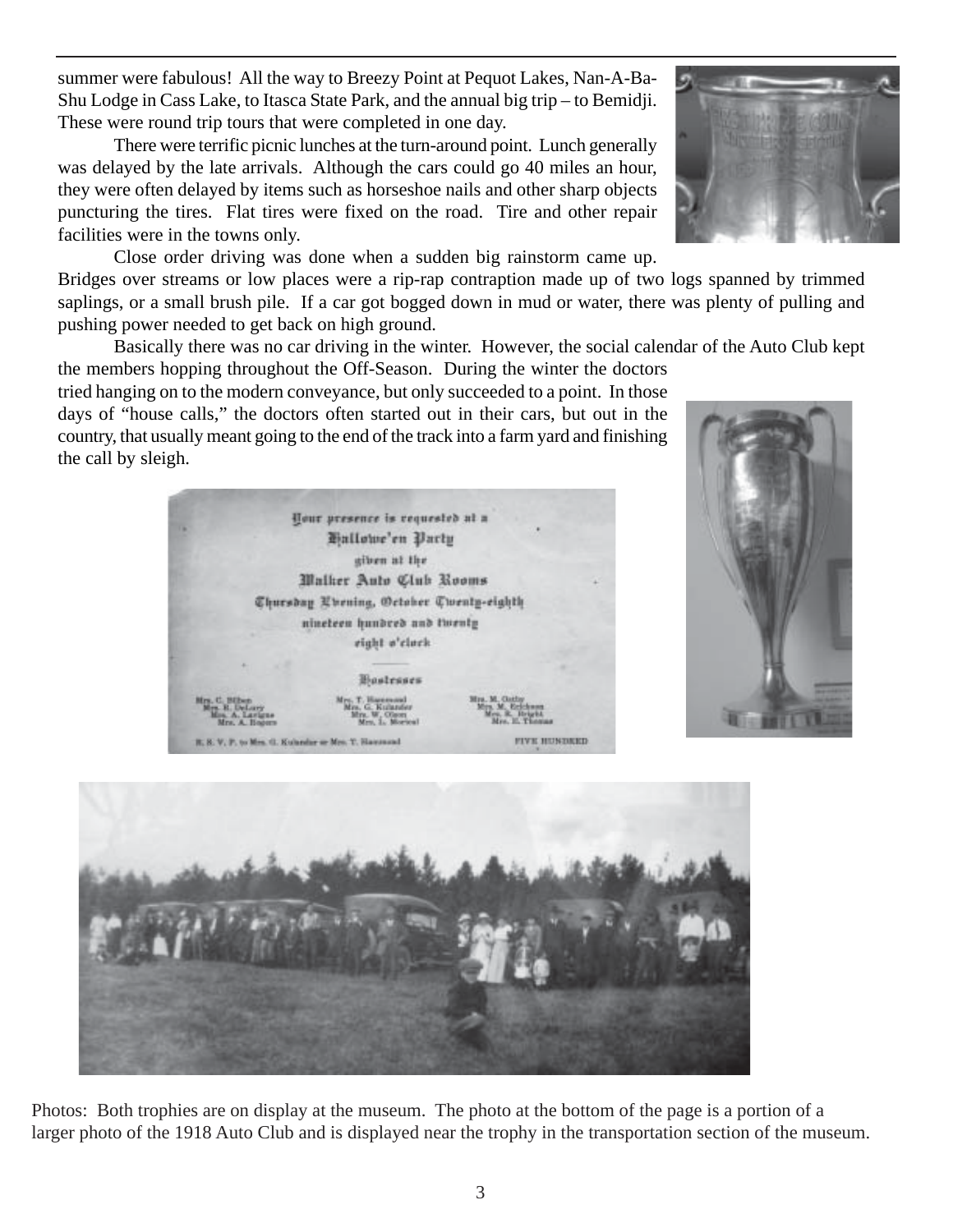summer were fabulous! All the way to Breezy Point at Pequot Lakes, Nan-A-Ba-Shu Lodge in Cass Lake, to Itasca State Park, and the annual big trip – to Bemidji. These were round trip tours that were completed in one day.

There were terrific picnic lunches at the turn-around point. Lunch generally was delayed by the late arrivals. Although the cars could go 40 miles an hour, they were often delayed by items such as horseshoe nails and other sharp objects puncturing the tires. Flat tires were fixed on the road. Tire and other repair facilities were in the towns only.

Close order driving was done when a sudden big rainstorm came up. Bridges over streams or low places were a rip-rap contraption made up of two logs spanned by trimmed saplings, or a small brush pile. If a car got bogged down in mud or water, there was plenty of pulling and pushing power needed to get back on high ground.

Basically there was no car driving in the winter. However, the social calendar of the Auto Club kept the members hopping throughout the Off-Season. During the winter the doctors tried hanging on to the modern conveyance, but only succeeded to a point. In those days of "house calls," the doctors often started out in their cars, but out in the country, that usually meant going to the end of the track into a farm yard and finishing the call by sleigh.

Your presence is requested at a
Hallowe'en Party
given at the
Walker Auto Club Rooms
Thursday Evening, October Twenty-eighth
nineteen hundred and twenty
eight o'clock

Hostesses

Mrs. C. Hilton, Mrs. R. DeLury, Mrs. A. Lavigne, Mrs. A. Rogers
Mrs. T. Hammond, Mrs. G. Kulander, Mrs. W. Olsen, Mrs. L. Morical
Mrs. M. Oathy, Mrs. M. Erickson, Mrs. R. Bright, Mrs. E. Thomas

R. S. V. P. to Mrs. G. Kulander or Mrs. T. Hammond — FIVE HUNDRED

Photos: Both trophies are on display at the museum. The photo at the bottom of the page is a portion of a larger photo of the 1918 Auto Club and is displayed near the trophy in the transportation section of the museum.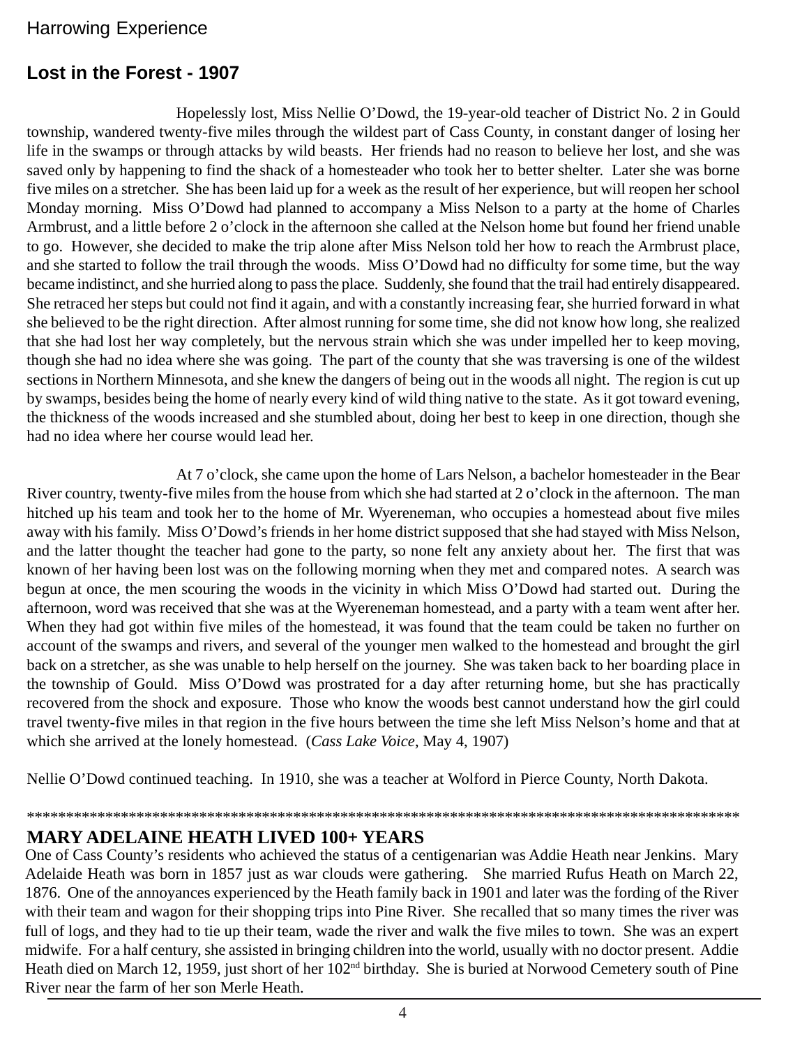Harrowing Experience

## Lost in the Forest - 1907

Hopelessly lost, Miss Nellie O'Dowd, the 19-year-old teacher of District No. 2 in Gould township, wandered twenty-five miles through the wildest part of Cass County, in constant danger of losing her life in the swamps or through attacks by wild beasts. Her friends had no reason to believe her lost, and she was saved only by happening to find the shack of a homesteader who took her to better shelter. Later she was borne five miles on a stretcher. She has been laid up for a week as the result of her experience, but will reopen her school Monday morning. Miss O'Dowd had planned to accompany a Miss Nelson to a party at the home of Charles Armbrust, and a little before 2 o'clock in the afternoon she called at the Nelson home but found her friend unable to go. However, she decided to make the trip alone after Miss Nelson told her how to reach the Armbrust place, and she started to follow the trail through the woods. Miss O'Dowd had no difficulty for some time, but the way became indistinct, and she hurried along to pass the place. Suddenly, she found that the trail had entirely disappeared. She retraced her steps but could not find it again, and with a constantly increasing fear, she hurried forward in what she believed to be the right direction. After almost running for some time, she did not know how long, she realized that she had lost her way completely, but the nervous strain which she was under impelled her to keep moving, though she had no idea where she was going. The part of the county that she was traversing is one of the wildest sections in Northern Minnesota, and she knew the dangers of being out in the woods all night. The region is cut up by swamps, besides being the home of nearly every kind of wild thing native to the state. As it got toward evening, the thickness of the woods increased and she stumbled about, doing her best to keep in one direction, though she had no idea where her course would lead her.

At 7 o'clock, she came upon the home of Lars Nelson, a bachelor homesteader in the Bear River country, twenty-five miles from the house from which she had started at 2 o'clock in the afternoon. The man hitched up his team and took her to the home of Mr. Wyereneman, who occupies a homestead about five miles away with his family. Miss O'Dowd's friends in her home district supposed that she had stayed with Miss Nelson, and the latter thought the teacher had gone to the party, so none felt any anxiety about her. The first that was known of her having been lost was on the following morning when they met and compared notes. A search was begun at once, the men scouring the woods in the vicinity in which Miss O'Dowd had started out. During the afternoon, word was received that she was at the Wyereneman homestead, and a party with a team went after her. When they had got within five miles of the homestead, it was found that the team could be taken no further on account of the swamps and rivers, and several of the younger men walked to the homestead and brought the girl back on a stretcher, as she was unable to help herself on the journey. She was taken back to her boarding place in the township of Gould. Miss O'Dowd was prostrated for a day after returning home, but she has practically recovered from the shock and exposure. Those who know the woods best cannot understand how the girl could travel twenty-five miles in that region in the five hours between the time she left Miss Nelson's home and that at which she arrived at the lonely homestead. (*Cass Lake Voice*, May 4, 1907)

Nellie O'Dowd continued teaching. In 1910, she was a teacher at Wolford in Pierce County, North Dakota.

*******************************************************************************************

## MARY ADELAINE HEATH LIVED 100+ YEARS

One of Cass County's residents who achieved the status of a centigenarian was Addie Heath near Jenkins. Mary Adelaide Heath was born in 1857 just as war clouds were gathering. She married Rufus Heath on March 22, 1876. One of the annoyances experienced by the Heath family back in 1901 and later was the fording of the River with their team and wagon for their shopping trips into Pine River. She recalled that so many times the river was full of logs, and they had to tie up their team, wade the river and walk the five miles to town. She was an expert midwife. For a half century, she assisted in bringing children into the world, usually with no doctor present. Addie Heath died on March 12, 1959, just short of her 102nd birthday. She is buried at Norwood Cemetery south of Pine River near the farm of her son Merle Heath.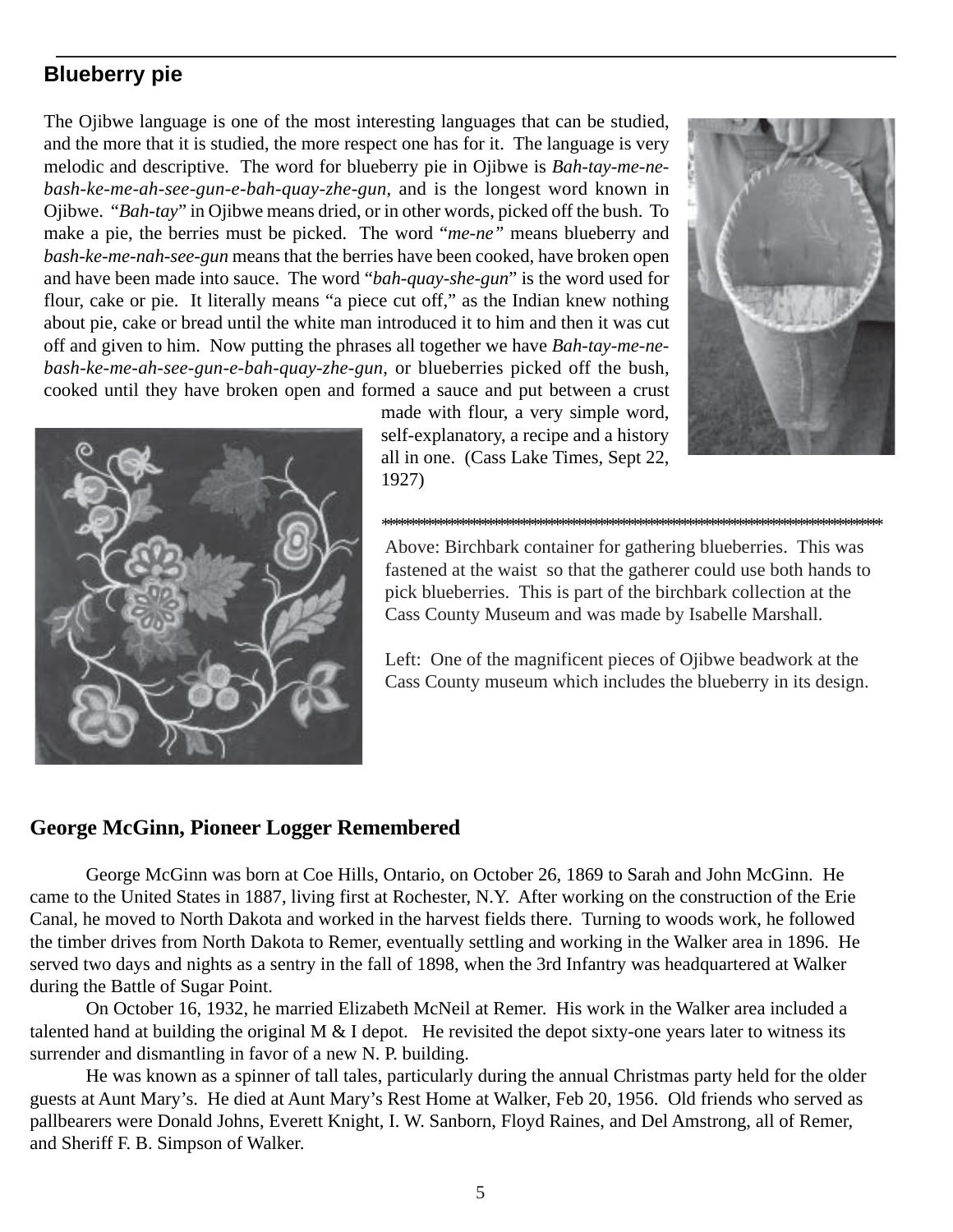## Blueberry pie

The Ojibwe language is one of the most interesting languages that can be studied, and the more that it is studied, the more respect one has for it. The language is very melodic and descriptive. The word for blueberry pie in Ojibwe is *Bah-tay-me-ne-bash-ke-me-ah-see-gun-e-bah-quay-zhe-gun*, and is the longest word known in Ojibwe. "*Bah-tay*" in Ojibwe means dried, or in other words, picked off the bush. To make a pie, the berries must be picked. The word "*me-ne"* means blueberry and *bash-ke-me-nah-see-gun* means that the berries have been cooked, have broken open and have been made into sauce. The word "*bah-quay-she-gun*" is the word used for flour, cake or pie. It literally means "a piece cut off," as the Indian knew nothing about pie, cake or bread until the white man introduced it to him and then it was cut off and given to him. Now putting the phrases all together we have *Bah-tay-me-ne-bash-ke-me-ah-see-gun-e-bah-quay-zhe-gun*, or blueberries picked off the bush, cooked until they have broken open and formed a sauce and put between a crust made with flour, a very simple word, self-explanatory, a recipe and a history all in one. (Cass Lake Times, Sept 22, 1927)

***

Above: Birchbark container for gathering blueberries. This was fastened at the waist so that the gatherer could use both hands to pick blueberries. This is part of the birchbark collection at the Cass County Museum and was made by Isabelle Marshall.

Left: One of the magnificent pieces of Ojibwe beadwork at the Cass County museum which includes the blueberry in its design.

## George McGinn, Pioneer Logger Remembered

George McGinn was born at Coe Hills, Ontario, on October 26, 1869 to Sarah and John McGinn. He came to the United States in 1887, living first at Rochester, N.Y. After working on the construction of the Erie Canal, he moved to North Dakota and worked in the harvest fields there. Turning to woods work, he followed the timber drives from North Dakota to Remer, eventually settling and working in the Walker area in 1896. He served two days and nights as a sentry in the fall of 1898, when the 3rd Infantry was headquartered at Walker during the Battle of Sugar Point.

On October 16, 1932, he married Elizabeth McNeil at Remer. His work in the Walker area included a talented hand at building the original M & I depot. He revisited the depot sixty-one years later to witness its surrender and dismantling in favor of a new N. P. building.

He was known as a spinner of tall tales, particularly during the annual Christmas party held for the older guests at Aunt Mary's. He died at Aunt Mary's Rest Home at Walker, Feb 20, 1956. Old friends who served as pallbearers were Donald Johns, Everett Knight, I. W. Sanborn, Floyd Raines, and Del Amstrong, all of Remer, and Sheriff F. B. Simpson of Walker.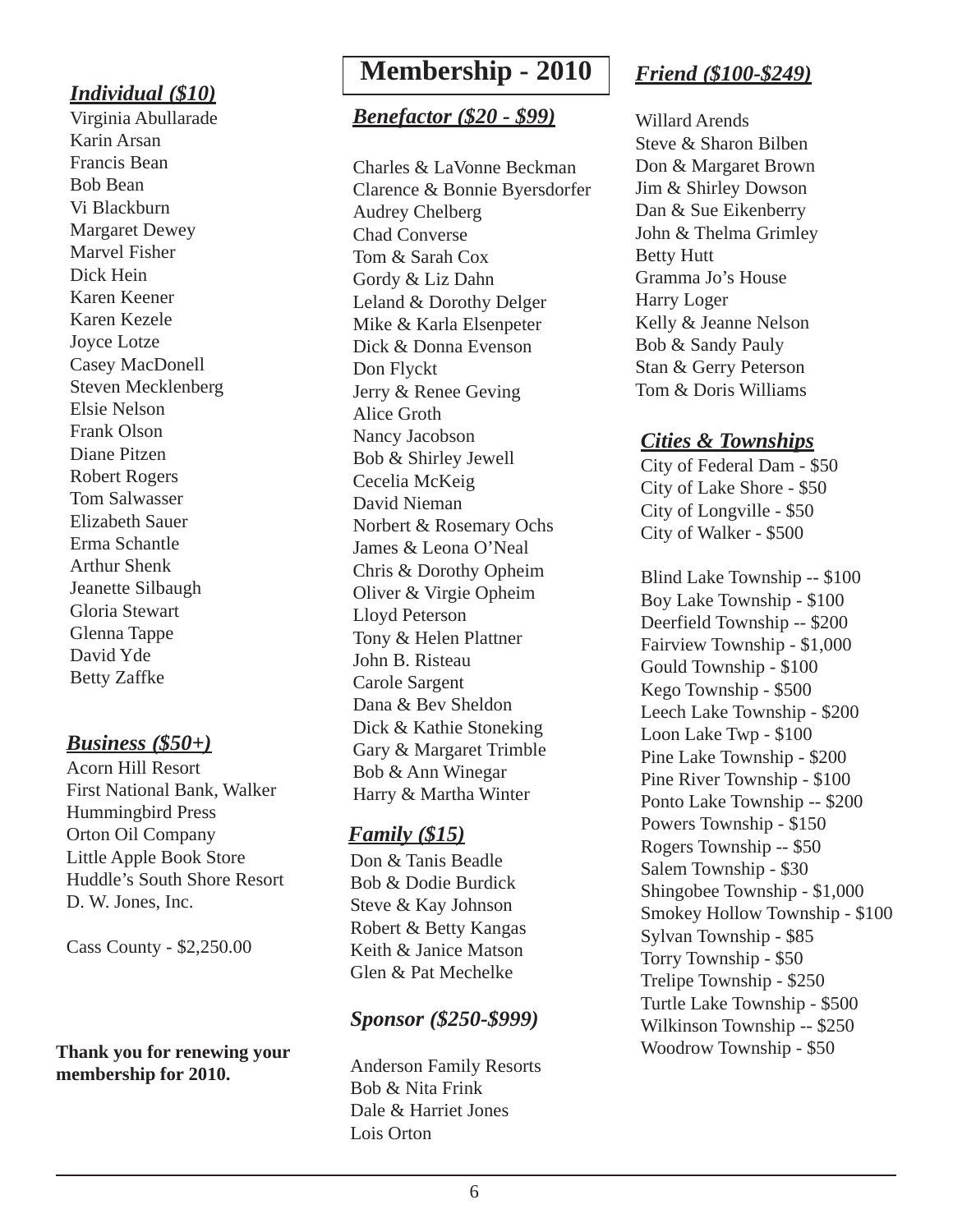# Membership - 2010

### *Individual ($10)*

Virginia Abullarade
Karin Arsan
Francis Bean
Bob Bean
Vi Blackburn
Margaret Dewey
Marvel Fisher
Dick Hein
Karen Keener
Karen Kezele
Joyce Lotze
Casey MacDonell
Steven Mecklenberg
Elsie Nelson
Frank Olson
Diane Pitzen
Robert Rogers
Tom Salwasser
Elizabeth Sauer
Erma Schantle
Arthur Shenk
Jeanette Silbaugh
Gloria Stewart
Glenna Tappe
David Yde
Betty Zaffke

### *Business ($50+)*

Acorn Hill Resort
First National Bank, Walker
Hummingbird Press
Orton Oil Company
Little Apple Book Store
Huddle's South Shore Resort
D. W. Jones, Inc.

Cass County - $2,250.00

**Thank you for renewing your membership for 2010.**

### *Benefactor ($20 - $99)*

Charles & LaVonne Beckman
Clarence & Bonnie Byersdorfer
Audrey Chelberg
Chad Converse
Tom & Sarah Cox
Gordy & Liz Dahn
Leland & Dorothy Delger
Mike & Karla Elsenpeter
Dick & Donna Evenson
Don Flyckt
Jerry & Renee Geving
Alice Groth
Nancy Jacobson
Bob & Shirley Jewell
Cecelia McKeig
David Nieman
Norbert & Rosemary Ochs
James & Leona O'Neal
Chris & Dorothy Opheim
Oliver & Virgie Opheim
Lloyd Peterson
Tony & Helen Plattner
John B. Risteau
Carole Sargent
Dana & Bev Sheldon
Dick & Kathie Stoneking
Gary & Margaret Trimble
Bob & Ann Winegar
Harry & Martha Winter

### *Family ($15)*

Don & Tanis Beadle
Bob & Dodie Burdick
Steve & Kay Johnson
Robert & Betty Kangas
Keith & Janice Matson
Glen & Pat Mechelke

### *Sponsor ($250-$999)*

Anderson Family Resorts
Bob & Nita Frink
Dale & Harriet Jones
Lois Orton

### *Friend ($100-$249)*

Willard Arends
Steve & Sharon Bilben
Don & Margaret Brown
Jim & Shirley Dowson
Dan & Sue Eikenberry
John & Thelma Grimley
Betty Hutt
Gramma Jo's House
Harry Loger
Kelly & Jeanne Nelson
Bob & Sandy Pauly
Stan & Gerry Peterson
Tom & Doris Williams

### *Cities & Townships*

City of Federal Dam - $50
City of Lake Shore - $50
City of Longville - $50
City of Walker - $500

Blind Lake Township -- $100
Boy Lake Township - $100
Deerfield Township -- $200
Fairview Township - $1,000
Gould Township - $100
Kego Township - $500
Leech Lake Township - $200
Loon Lake Twp - $100
Pine Lake Township - $200
Pine River Township - $100
Ponto Lake Township -- $200
Powers Township - $150
Rogers Township -- $50
Salem Township - $30
Shingobee Township - $1,000
Smokey Hollow Township - $100
Sylvan Township - $85
Torry Township - $50
Trelipe Township - $250
Turtle Lake Township - $500
Wilkinson Township -- $250
Woodrow Township - $50